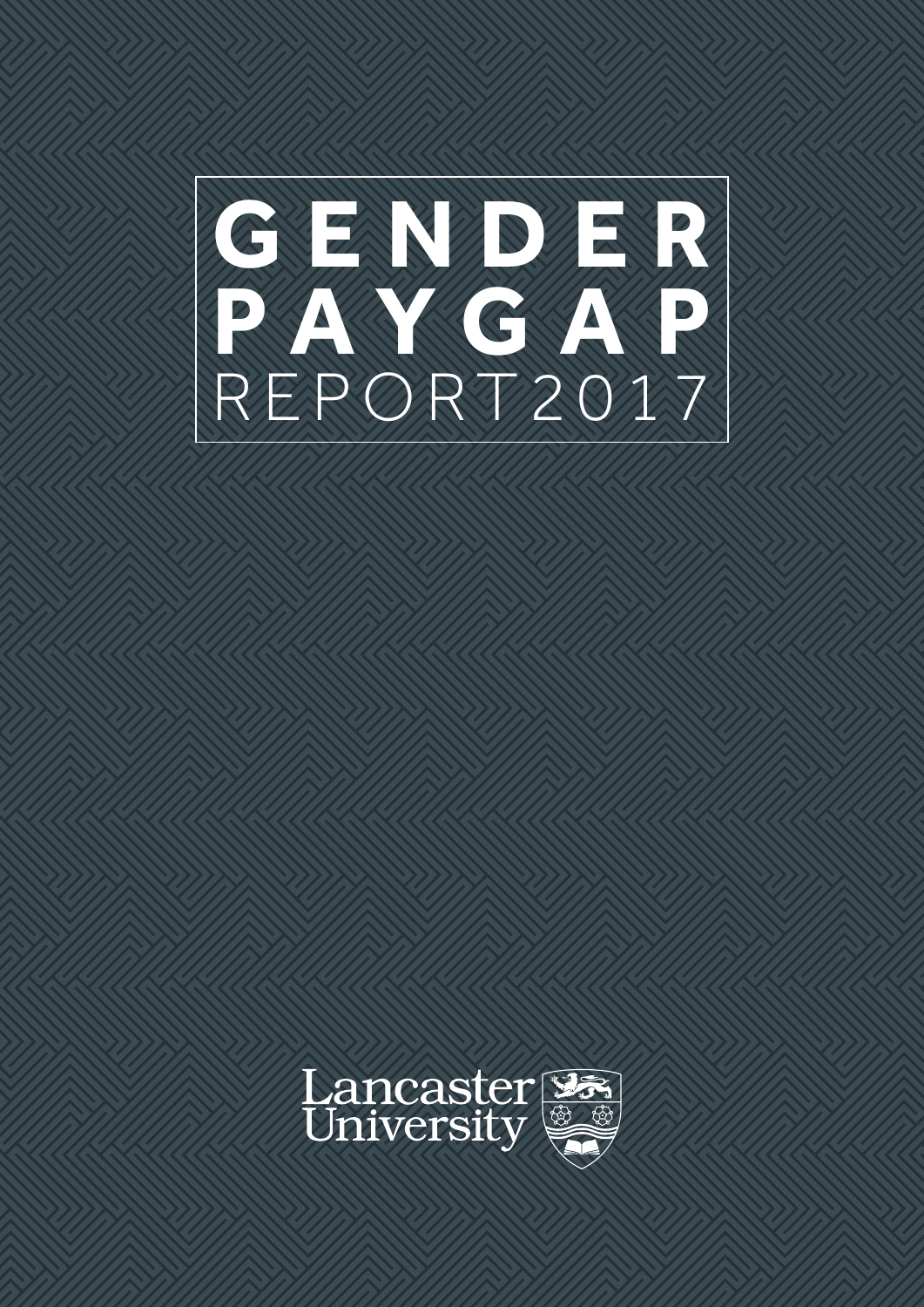# GENDER PAYGAP REPORT 2017

Lancaster University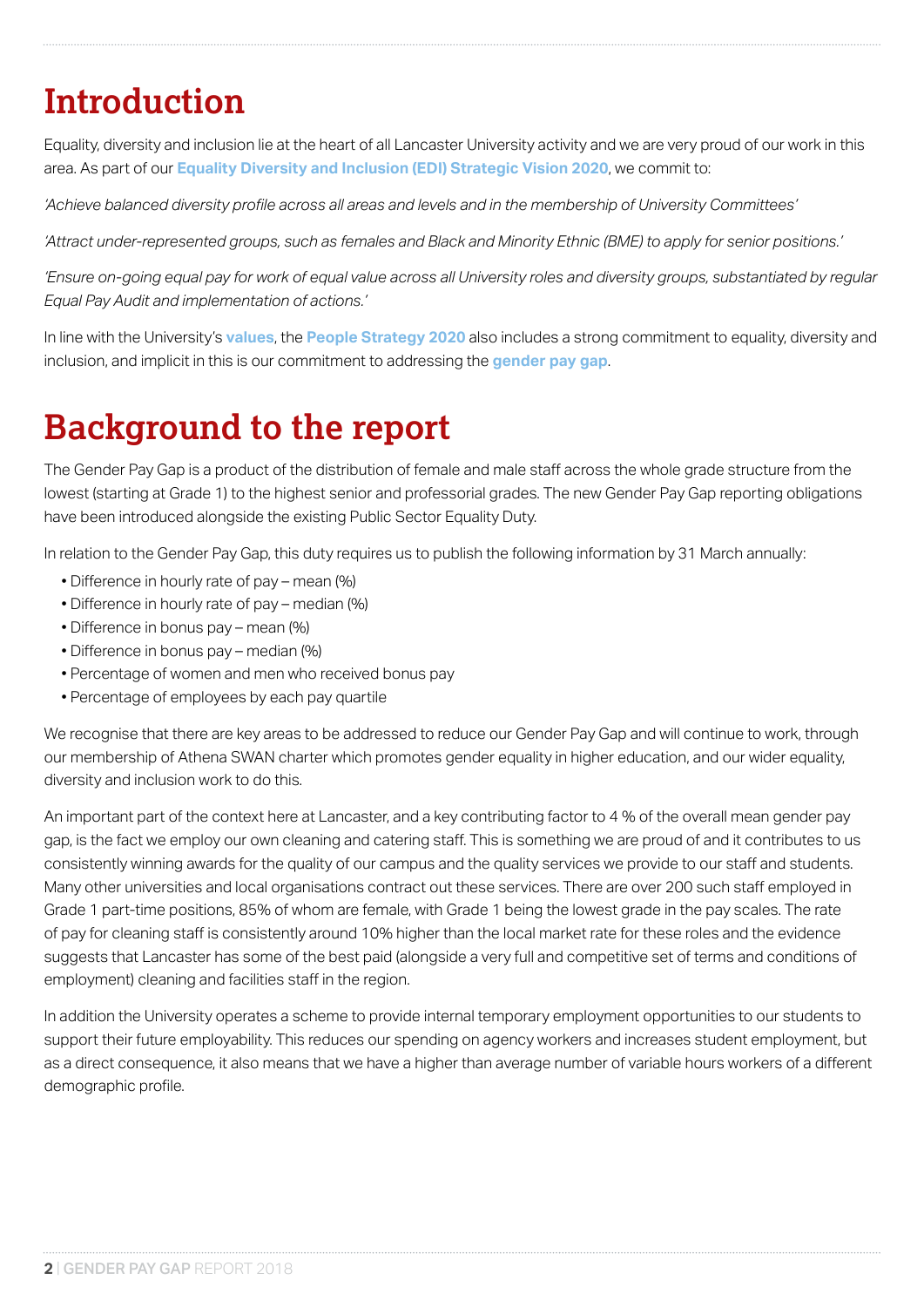# Introduction

Equality, diversity and inclusion lie at the heart of all Lancaster University activity and we are very proud of our work in this area. As part of our **Equality Diversity and Inclusion (EDI) Strategic Vision 2020**, we commit to:

*'Achieve balanced diversity profile across all areas and levels and in the membership of University Committees'*

*'Attract under-represented groups, such as females and Black and Minority Ethnic (BME) to apply for senior positions.'*

*'Ensure on-going equal pay for work of equal value across all University roles and diversity groups, substantiated by regular Equal Pay Audit and implementation of actions.'*

In line with the University's **values**, the **People Strategy 2020** also includes a strong commitment to equality, diversity and inclusion, and implicit in this is our commitment to addressing the **gender pay gap**.

# Background to the report

The Gender Pay Gap is a product of the distribution of female and male staff across the whole grade structure from the lowest (starting at Grade 1) to the highest senior and professorial grades. The new Gender Pay Gap reporting obligations have been introduced alongside the existing Public Sector Equality Duty.

In relation to the Gender Pay Gap, this duty requires us to publish the following information by 31 March annually:

- Difference in hourly rate of pay – mean (%)
- Difference in hourly rate of pay – median (%)
- Difference in bonus pay – mean (%)
- Difference in bonus pay – median (%)
- Percentage of women and men who received bonus pay
- Percentage of employees by each pay quartile

We recognise that there are key areas to be addressed to reduce our Gender Pay Gap and will continue to work, through our membership of Athena SWAN charter which promotes gender equality in higher education, and our wider equality, diversity and inclusion work to do this.

An important part of the context here at Lancaster, and a key contributing factor to 4 % of the overall mean gender pay gap, is the fact we employ our own cleaning and catering staff. This is something we are proud of and it contributes to us consistently winning awards for the quality of our campus and the quality services we provide to our staff and students. Many other universities and local organisations contract out these services. There are over 200 such staff employed in Grade 1 part-time positions, 85% of whom are female, with Grade 1 being the lowest grade in the pay scales. The rate of pay for cleaning staff is consistently around 10% higher than the local market rate for these roles and the evidence suggests that Lancaster has some of the best paid (alongside a very full and competitive set of terms and conditions of employment) cleaning and facilities staff in the region.

In addition the University operates a scheme to provide internal temporary employment opportunities to our students to support their future employability. This reduces our spending on agency workers and increases student employment, but as a direct consequence, it also means that we have a higher than average number of variable hours workers of a different demographic profile.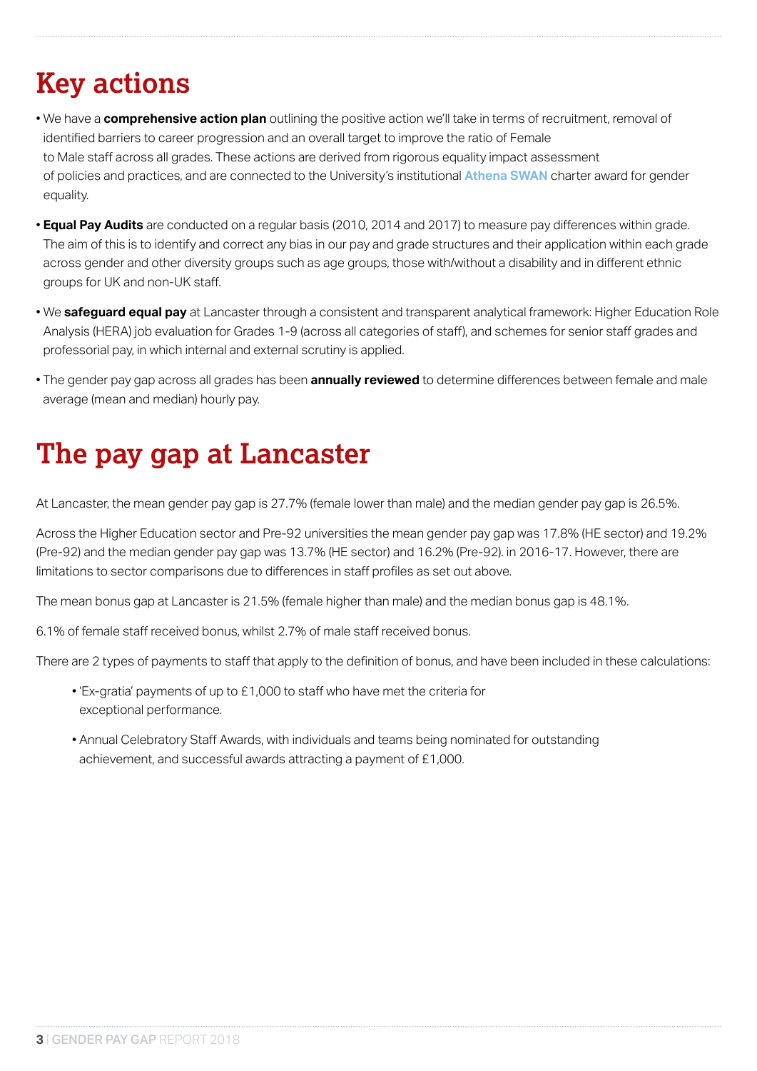# Key actions

- We have a **comprehensive action plan** outlining the positive action we'll take in terms of recruitment, removal of identified barriers to career progression and an overall target to improve the ratio of Female to Male staff across all grades. These actions are derived from rigorous equality impact assessment of policies and practices, and are connected to the University's institutional Athena SWAN charter award for gender equality.
- **Equal Pay Audits** are conducted on a regular basis (2010, 2014 and 2017) to measure pay differences within grade. The aim of this is to identify and correct any bias in our pay and grade structures and their application within each grade across gender and other diversity groups such as age groups, those with/without a disability and in different ethnic groups for UK and non-UK staff.
- We **safeguard equal pay** at Lancaster through a consistent and transparent analytical framework: Higher Education Role Analysis (HERA) job evaluation for Grades 1-9 (across all categories of staff), and schemes for senior staff grades and professorial pay, in which internal and external scrutiny is applied.
- The gender pay gap across all grades has been **annually reviewed** to determine differences between female and male average (mean and median) hourly pay.

# The pay gap at Lancaster

At Lancaster, the mean gender pay gap is 27.7% (female lower than male) and the median gender pay gap is 26.5%.

Across the Higher Education sector and Pre-92 universities the mean gender pay gap was 17.8% (HE sector) and 19.2% (Pre-92) and the median gender pay gap was 13.7% (HE sector) and 16.2% (Pre-92). in 2016-17. However, there are limitations to sector comparisons due to differences in staff profiles as set out above.

The mean bonus gap at Lancaster is 21.5% (female higher than male) and the median bonus gap is 48.1%.

6.1% of female staff received bonus, whilst 2.7% of male staff received bonus.

There are 2 types of payments to staff that apply to the definition of bonus, and have been included in these calculations:

- 'Ex-gratia' payments of up to £1,000 to staff who have met the criteria for exceptional performance.
- Annual Celebratory Staff Awards, with individuals and teams being nominated for outstanding achievement, and successful awards attracting a payment of £1,000.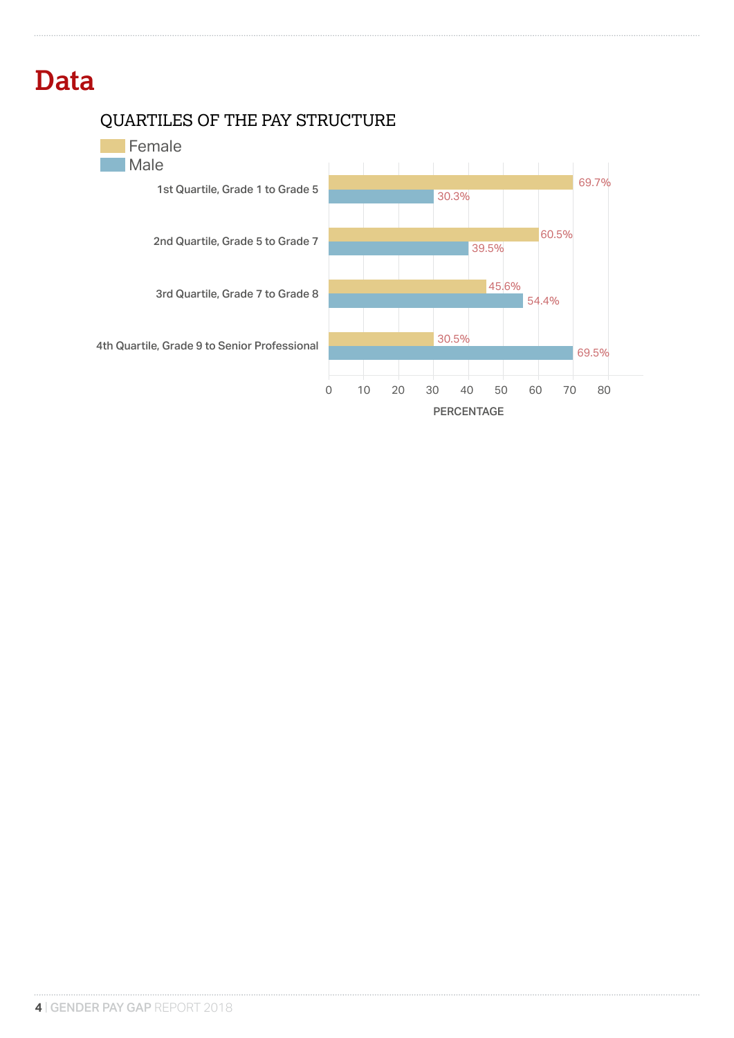# Data

## QUARTILES OF THE PAY STRUCTURE

| Quartile | Female | Male |
|---|---|---|
| 1st Quartile, Grade 1 to Grade 5 | 69.7% | 30.3% |
| 2nd Quartile, Grade 5 to Grade 7 | 60.5% | 39.5% |
| 3rd Quartile, Grade 7 to Grade 8 | 45.6% | 54.4% |
| 4th Quartile, Grade 9 to Senior Professional | 30.5% | 69.5% |

PERCENTAGE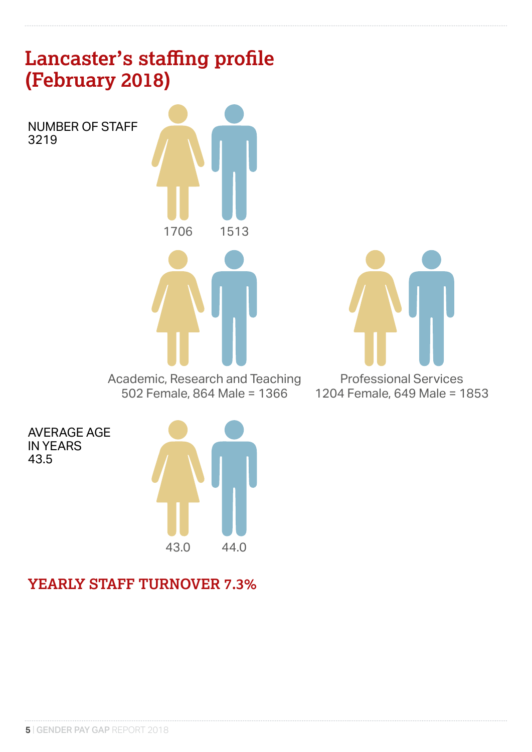# Lancaster's staffing profile (February 2018)

NUMBER OF STAFF
3219

1706 1513

Academic, Research and Teaching
502 Female, 864 Male = 1366

Professional Services
1204 Female, 649 Male = 1853

AVERAGE AGE
IN YEARS
43.5

43.0 44.0

## YEARLY STAFF TURNOVER 7.3%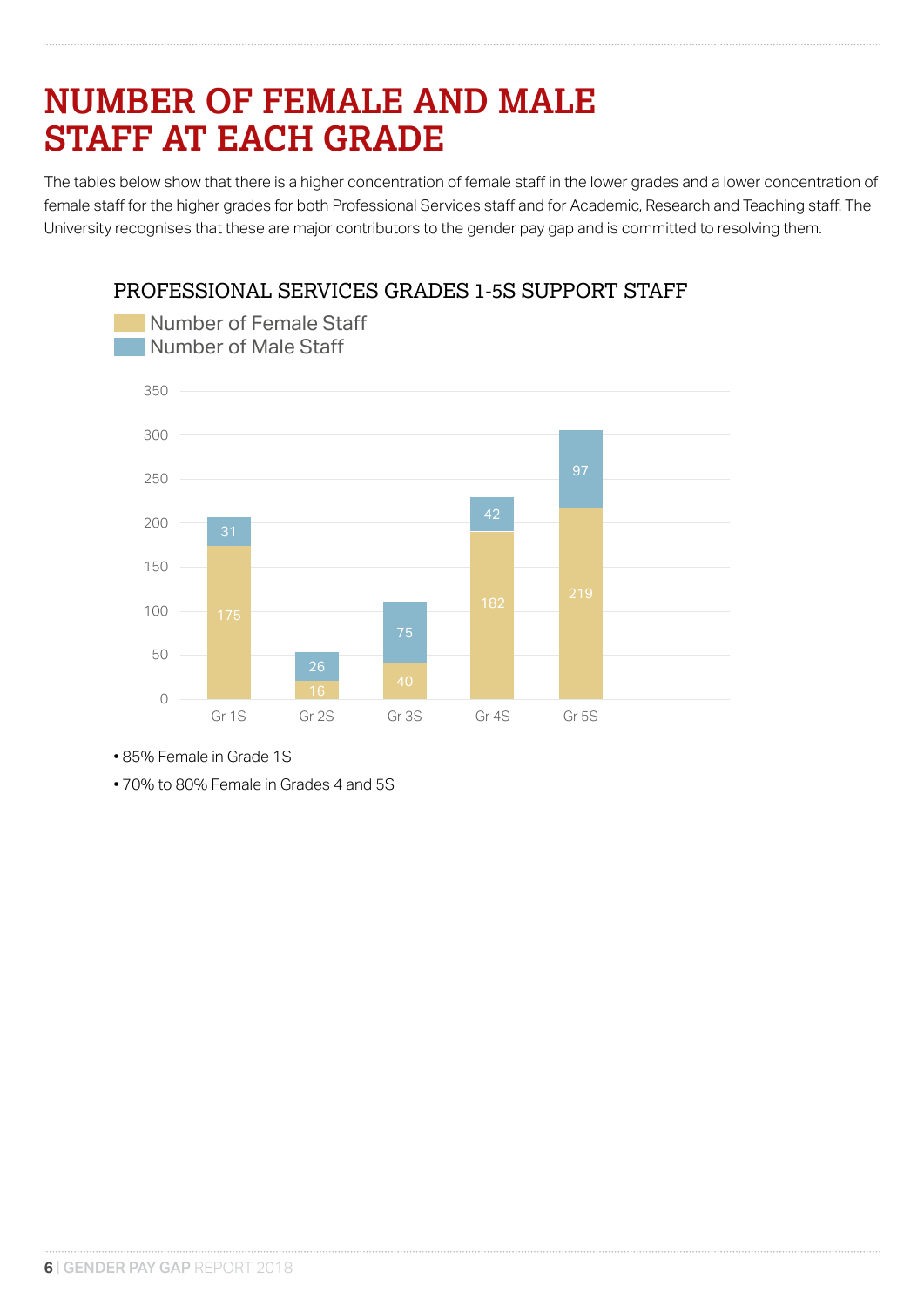# NUMBER OF FEMALE AND MALE STAFF AT EACH GRADE

The tables below show that there is a higher concentration of female staff in the lower grades and a lower concentration of female staff for the higher grades for both Professional Services staff and for Academic, Research and Teaching staff. The University recognises that these are major contributors to the gender pay gap and is committed to resolving them.

## PROFESSIONAL SERVICES GRADES 1-5S SUPPORT STAFF

| Grade | Number of Female Staff | Number of Male Staff |
|---|---|---|
| Gr 1S | 175 | 31 |
| Gr 2S | 16 | 26 |
| Gr 3S | 40 | 75 |
| Gr 4S | 182 | 42 |
| Gr 5S | 219 | 97 |

- 85% Female in Grade 1S
- 70% to 80% Female in Grades 4 and 5S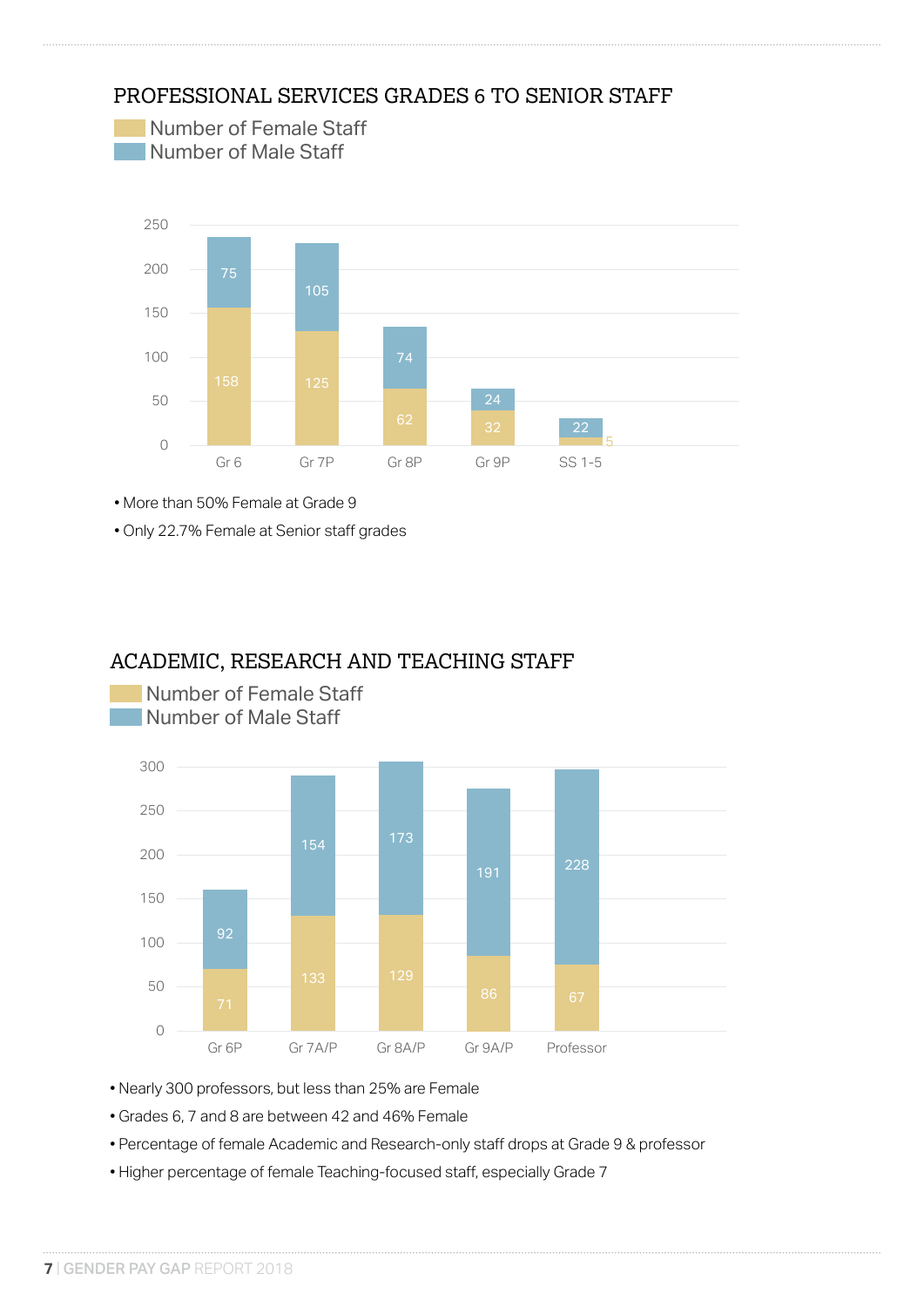## PROFESSIONAL SERVICES GRADES 6 TO SENIOR STAFF

| Grade | Number of Female Staff | Number of Male Staff |
|---|---|---|
| Gr 6 | 158 | 75 |
| Gr 7P | 125 | 105 |
| Gr 8P | 62 | 74 |
| Gr 9P | 32 | 24 |
| SS 1-5 | 5 | 22 |

- More than 50% Female at Grade 9
- Only 22.7% Female at Senior staff grades

## ACADEMIC, RESEARCH AND TEACHING STAFF

| Grade | Number of Female Staff | Number of Male Staff |
|---|---|---|
| Gr 6P | 71 | 92 |
| Gr 7A/P | 133 | 154 |
| Gr 8A/P | 129 | 173 |
| Gr 9A/P | 86 | 191 |
| Professor | 67 | 228 |

- Nearly 300 professors, but less than 25% are Female
- Grades 6, 7 and 8 are between 42 and 46% Female
- Percentage of female Academic and Research-only staff drops at Grade 9 & professor
- Higher percentage of female Teaching-focused staff, especially Grade 7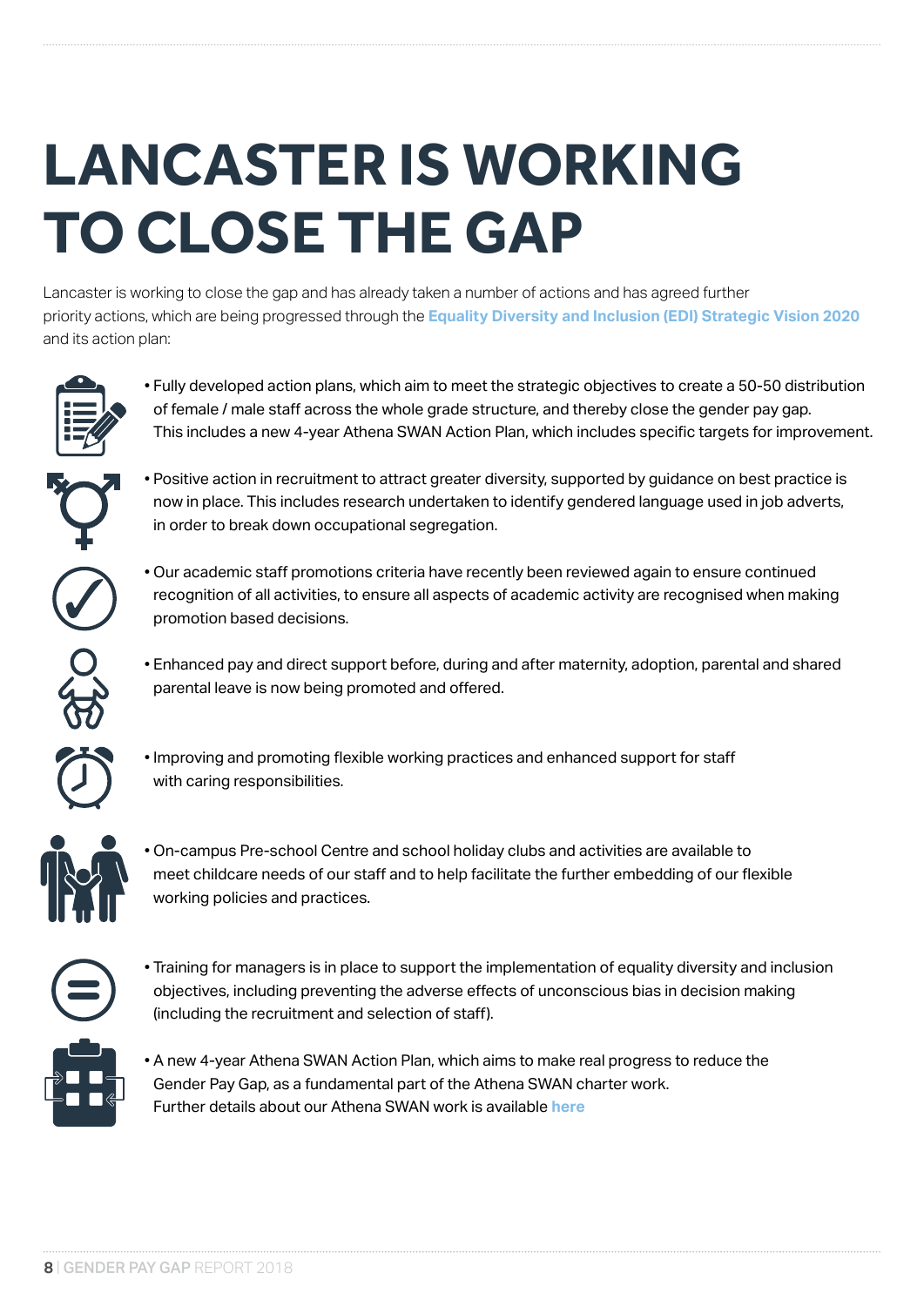# LANCASTER IS WORKING TO CLOSE THE GAP

Lancaster is working to close the gap and has already taken a number of actions and has agreed further priority actions, which are being progressed through the **Equality Diversity and Inclusion (EDI) Strategic Vision 2020** and its action plan:

- Fully developed action plans, which aim to meet the strategic objectives to create a 50-50 distribution of female / male staff across the whole grade structure, and thereby close the gender pay gap. This includes a new 4-year Athena SWAN Action Plan, which includes specific targets for improvement.
- Positive action in recruitment to attract greater diversity, supported by guidance on best practice is now in place. This includes research undertaken to identify gendered language used in job adverts, in order to break down occupational segregation.
- Our academic staff promotions criteria have recently been reviewed again to ensure continued recognition of all activities, to ensure all aspects of academic activity are recognised when making promotion based decisions.
- Enhanced pay and direct support before, during and after maternity, adoption, parental and shared parental leave is now being promoted and offered.
- Improving and promoting flexible working practices and enhanced support for staff with caring responsibilities.
- On-campus Pre-school Centre and school holiday clubs and activities are available to meet childcare needs of our staff and to help facilitate the further embedding of our flexible working policies and practices.
- Training for managers is in place to support the implementation of equality diversity and inclusion objectives, including preventing the adverse effects of unconscious bias in decision making (including the recruitment and selection of staff).
- A new 4-year Athena SWAN Action Plan, which aims to make real progress to reduce the Gender Pay Gap, as a fundamental part of the Athena SWAN charter work. Further details about our Athena SWAN work is available **here**